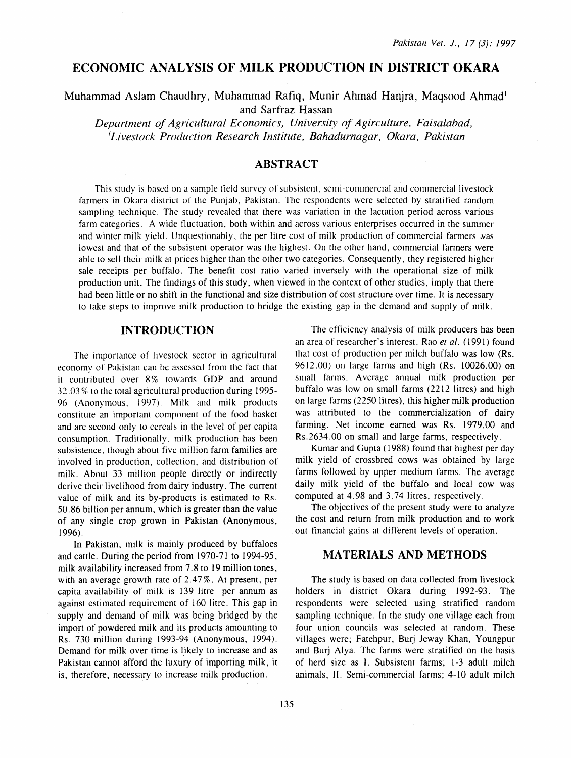# ECONOMIC ANALYSIS OF MILK PRODUCTION IN DISTRICT OKARA

Muhammad Aslam Chaudhry, Muhammad Rafiq, Munir Ahmad Hanjra, Maqsood Ahmad[1] and Sarfraz Hassan

*Department of Agricultural Economics, University of Agriculture, Faisalabad,*
*[1]Livestock Production Research Institute, Bahadurnagar, Okara, Pakistan*

## ABSTRACT

This study is based on a sample field survey of subsistent, semi-commercial and commercial livestock farmers in Okara district of the Punjab, Pakistan. The respondents were selected by stratified random sampling technique. The study revealed that there was variation in the lactation period across various farm categories. A wide fluctuation, both within and across various enterprises occurred in the summer and winter milk yield. Unquestionably, the per litre cost of milk production of commercial farmers was lowest and that of the subsistent operator was the highest. On the other hand, commercial farmers were able to sell their milk at prices higher than the other two categories. Consequently, they registered higher sale receipts per buffalo. The benefit cost ratio varied inversely with the operational size of milk production unit. The findings of this study, when viewed in the context of other studies, imply that there had been little or no shift in the functional and size distribution of cost structure over time. It is necessary to take steps to improve milk production to bridge the existing gap in the demand and supply of milk.

## INTRODUCTION

The importance of livestock sector in agricultural economy of Pakistan can be assessed from the fact that it contributed over 8% towards GDP and around 32.03% to the total agricultural production during 1995-96 (Anonymous, 1997). Milk and milk products constitute an important component of the food basket and are second only to cereals in the level of per capita consumption. Traditionally, milk production has been subsistence, though about five million farm families are involved in production, collection, and distribution of milk. About 33 million people directly or indirectly derive their livelihood from dairy industry. The current value of milk and its by-products is estimated to Rs. 50.86 billion per annum, which is greater than the value of any single crop grown in Pakistan (Anonymous, 1996).

In Pakistan, milk is mainly produced by buffaloes and cattle. During the period from 1970-71 to 1994-95, milk availability increased from 7.8 to 19 million tones, with an average growth rate of 2.47%. At present, per capita availability of milk is 139 litre per annum as against estimated requirement of 160 litre. This gap in supply and demand of milk was being bridged by the import of powdered milk and its products amounting to Rs. 730 million during 1993-94 (Anonymous, 1994). Demand for milk over time is likely to increase and as Pakistan cannot afford the luxury of importing milk, it is, therefore, necessary to increase milk production.

The efficiency analysis of milk producers has been an area of researcher's interest. Rao *et al.* (1991) found that cost of production per milch buffalo was low (Rs. 9612.00) on large farms and high (Rs. 10026.00) on small farms. Average annual milk production per buffalo was low on small farms (2212 litres) and high on large farms (2250 litres), this higher milk production was attributed to the commercialization of dairy farming. Net income earned was Rs. 1979.00 and Rs.2634.00 on small and large farms, respectively.

Kumar and Gupta (1988) found that highest per day milk yield of crossbred cows was obtained by large farms followed by upper medium farms. The average daily milk yield of the buffalo and local cow was computed at 4.98 and 3.74 litres, respectively.

The objectives of the present study were to analyze the cost and return from milk production and to work out financial gains at different levels of operation.

## MATERIALS AND METHODS

The study is based on data collected from livestock holders in district Okara during 1992-93. The respondents were selected using stratified random sampling technique. In the study one village each from four union councils was selected at random. These villages were; Fatehpur, Burj Jeway Khan, Youngpur and Burj Alya. The farms were stratified on the basis of herd size as I. Subsistent farms; 1-3 adult milch animals, II. Semi-commercial farms; 4-10 adult milch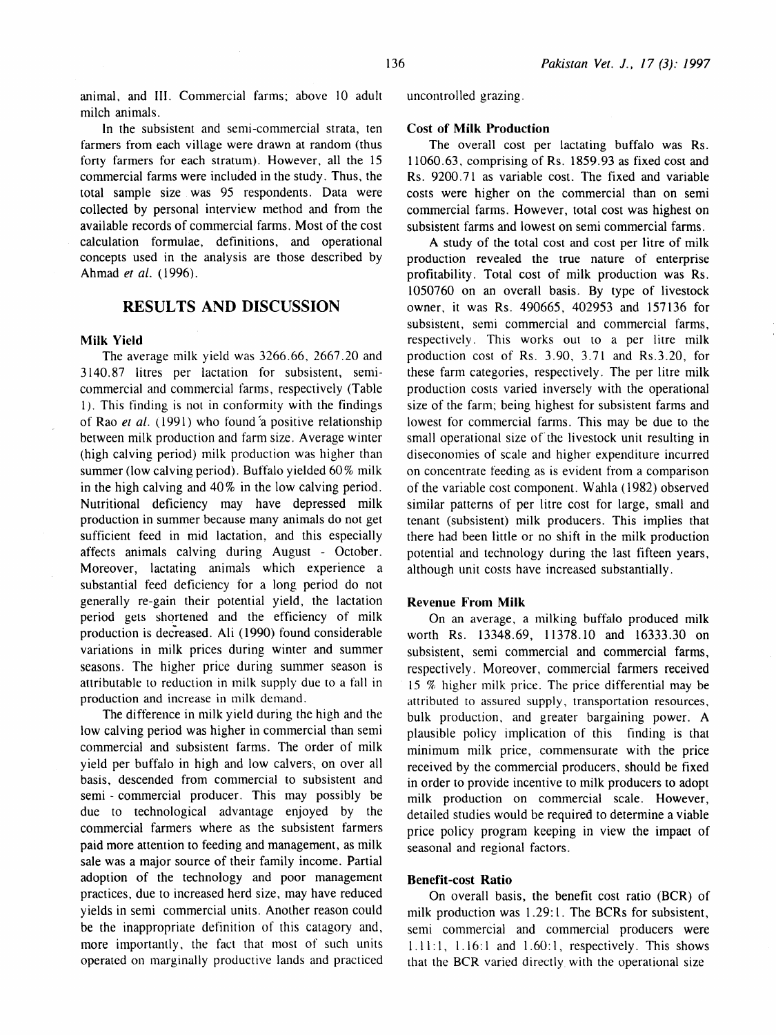animal, and III. Commercial farms; above 10 adult milch animals.

In the subsistent and semi-commercial strata, ten farmers from each village were drawn at random (thus forty farmers for each stratum). However, all the 15 commercial farms were included in the study. Thus, the total sample size was 95 respondents. Data were collected by personal interview method and from the available records of commercial farms. Most of the cost calculation formulae, definitions, and operational concepts used in the analysis are those described by Ahmad *et al.* (1996).

## RESULTS AND DISCUSSION

### Milk Yield

The average milk yield was 3266.66, 2667.20 and 3140.87 litres per lactation for subsistent, semi-commercial and commercial farms, respectively (Table 1). This finding is not in conformity with the findings of Rao *et al.* (1991) who found a positive relationship between milk production and farm size. Average winter (high calving period) milk production was higher than summer (low calving period). Buffalo yielded 60% milk in the high calving and 40% in the low calving period. Nutritional deficiency may have depressed milk production in summer because many animals do not get sufficient feed in mid lactation, and this especially affects animals calving during August - October. Moreover, lactating animals which experience a substantial feed deficiency for a long period do not generally re-gain their potential yield, the lactation period gets shortened and the efficiency of milk production is decreased. Ali (1990) found considerable variations in milk prices during winter and summer seasons. The higher price during summer season is attributable to reduction in milk supply due to a fall in production and increase in milk demand.

The difference in milk yield during the high and the low calving period was higher in commercial than semi commercial and subsistent farms. The order of milk yield per buffalo in high and low calvers, on over all basis, descended from commercial to subsistent and semi - commercial producer. This may possibly be due to technological advantage enjoyed by the commercial farmers where as the subsistent farmers paid more attention to feeding and management, as milk sale was a major source of their family income. Partial adoption of the technology and poor management practices, due to increased herd size, may have reduced yields in semi commercial units. Another reason could be the inappropriate definition of this catagory and, more importantly, the fact that most of such units operated on marginally productive lands and practiced uncontrolled grazing.

### Cost of Milk Production

The overall cost per lactating buffalo was Rs. 11060.63, comprising of Rs. 1859.93 as fixed cost and Rs. 9200.71 as variable cost. The fixed and variable costs were higher on the commercial than on semi commercial farms. However, total cost was highest on subsistent farms and lowest on semi commercial farms.

A study of the total cost and cost per litre of milk production revealed the true nature of enterprise profitability. Total cost of milk production was Rs. 1050760 on an overall basis. By type of livestock owner, it was Rs. 490665, 402953 and 157136 for subsistent, semi commercial and commercial farms, respectively. This works out to a per litre milk production cost of Rs. 3.90, 3.71 and Rs.3.20, for these farm categories, respectively. The per litre milk production costs varied inversely with the operational size of the farm; being highest for subsistent farms and lowest for commercial farms. This may be due to the small operational size of the livestock unit resulting in diseconomies of scale and higher expenditure incurred on concentrate feeding as is evident from a comparison of the variable cost component. Wahla (1982) observed similar patterns of per litre cost for large, small and tenant (subsistent) milk producers. This implies that there had been little or no shift in the milk production potential and technology during the last fifteen years, although unit costs have increased substantially.

### Revenue From Milk

On an average, a milking buffalo produced milk worth Rs. 13348.69, 11378.10 and 16333.30 on subsistent, semi commercial and commercial farms, respectively. Moreover, commercial farmers received 15 % higher milk price. The price differential may be attributed to assured supply, transportation resources, bulk production, and greater bargaining power. A plausible policy implication of this finding is that minimum milk price, commensurate with the price received by the commercial producers, should be fixed in order to provide incentive to milk producers to adopt milk production on commercial scale. However, detailed studies would be required to determine a viable price policy program keeping in view the impact of seasonal and regional factors.

### Benefit-cost Ratio

On overall basis, the benefit cost ratio (BCR) of milk production was 1.29:1. The BCRs for subsistent, semi commercial and commercial producers were 1.11:1, 1.16:1 and 1.60:1, respectively. This shows that the BCR varied directly with the operational size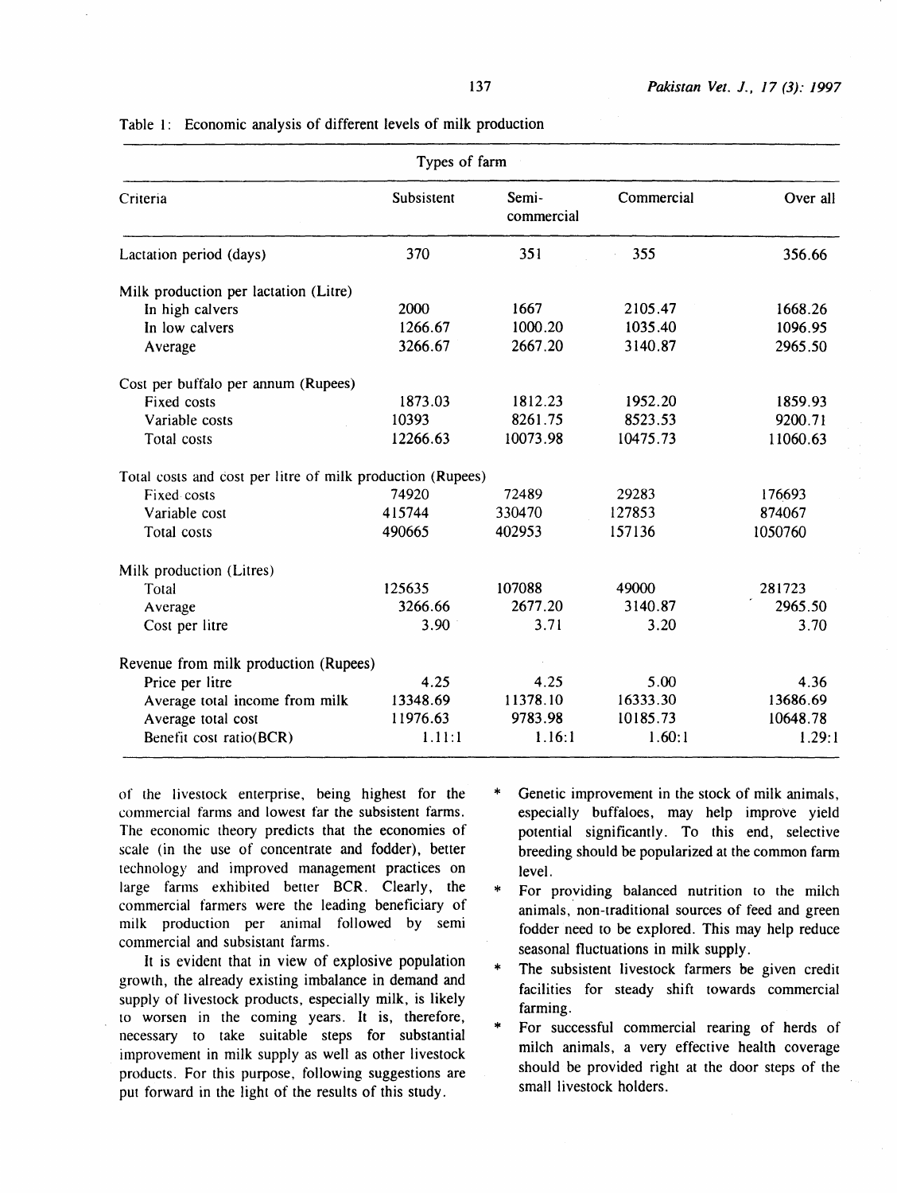Table 1: Economic analysis of different levels of milk production

| Criteria | Types of farm | | | |
|---|---|---|---|---|
| | Subsistent | Semi-commercial | Commercial | Over all |
| Lactation period (days) | 370 | 351 | 355 | 356.66 |
| Milk production per lactation (Litre) | | | | |
| In high calvers | 2000 | 1667 | 2105.47 | 1668.26 |
| In low calvers | 1266.67 | 1000.20 | 1035.40 | 1096.95 |
| Average | 3266.67 | 2667.20 | 3140.87 | 2965.50 |
| Cost per buffalo per annum (Rupees) | | | | |
| Fixed costs | 1873.03 | 1812.23 | 1952.20 | 1859.93 |
| Variable costs | 10393 | 8261.75 | 8523.53 | 9200.71 |
| Total costs | 12266.63 | 10073.98 | 10475.73 | 11060.63 |
| Total costs and cost per litre of milk production (Rupees) | | | | |
| Fixed costs | 74920 | 72489 | 29283 | 176693 |
| Variable cost | 415744 | 330470 | 127853 | 874067 |
| Total costs | 490665 | 402953 | 157136 | 1050760 |
| Milk production (Litres) | | | | |
| Total | 125635 | 107088 | 49000 | 281723 |
| Average | 3266.66 | 2677.20 | 3140.87 | 2965.50 |
| Cost per litre | 3.90 | 3.71 | 3.20 | 3.70 |
| Revenue from milk production (Rupees) | | | | |
| Price per litre | 4.25 | 4.25 | 5.00 | 4.36 |
| Average total income from milk | 13348.69 | 11378.10 | 16333.30 | 13686.69 |
| Average total cost | 11976.63 | 9783.98 | 10185.73 | 10648.78 |
| Benefit cost ratio(BCR) | 1.11:1 | 1.16:1 | 1.60:1 | 1.29:1 |

of the livestock enterprise, being highest for the commercial farms and lowest far the subsistent farms. The economic theory predicts that the economies of scale (in the use of concentrate and fodder), better technology and improved management practices on large farms exhibited better BCR. Clearly, the commercial farmers were the leading beneficiary of milk production per animal followed by semi commercial and subsistant farms.

It is evident that in view of explosive population growth, the already existing imbalance in demand and supply of livestock products, especially milk, is likely to worsen in the coming years. It is, therefore, necessary to take suitable steps for substantial improvement in milk supply as well as other livestock products. For this purpose, following suggestions are put forward in the light of the results of this study.

* Genetic improvement in the stock of milk animals, especially buffaloes, may help improve yield potential significantly. To this end, selective breeding should be popularized at the common farm level.
* For providing balanced nutrition to the milch animals, non-traditional sources of feed and green fodder need to be explored. This may help reduce seasonal fluctuations in milk supply.
* The subsistent livestock farmers be given credit facilities for steady shift towards commercial farming.
* For successful commercial rearing of herds of milch animals, a very effective health coverage should be provided right at the door steps of the small livestock holders.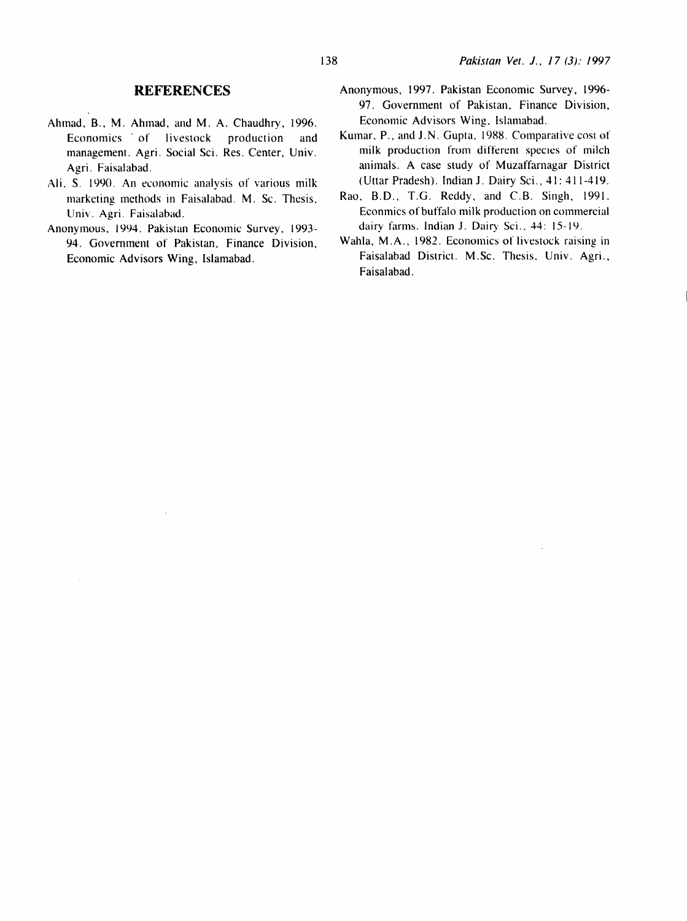## REFERENCES

Ahmad, B., M. Ahmad, and M. A. Chaudhry, 1996. Economics of livestock production and management. Agri. Social Sci. Res. Center, Univ. Agri. Faisalabad.

Ali, S. 1990. An economic analysis of various milk marketing methods in Faisalabad. M. Sc. Thesis, Univ. Agri. Faisalabad.

Anonymous, 1994. Pakistan Economic Survey, 1993-94. Government of Pakistan, Finance Division, Economic Advisors Wing, Islamabad.

Anonymous, 1997. Pakistan Economic Survey, 1996-97. Government of Pakistan, Finance Division, Economic Advisors Wing, Islamabad.

Kumar, P., and J.N. Gupta, 1988. Comparative cost of milk production from different species of milch animals. A case study of Muzaffarnagar District (Uttar Pradesh). Indian J. Dairy Sci., 41: 411-419.

Rao, B.D., T.G. Reddy, and C.B. Singh, 1991. Econmics of buffalo milk production on commercial dairy farms. Indian J. Dairy Sci., 44: 15-19.

Wahla, M.A., 1982. Economics of livestock raising in Faisalabad District. M.Sc. Thesis, Univ. Agri., Faisalabad.